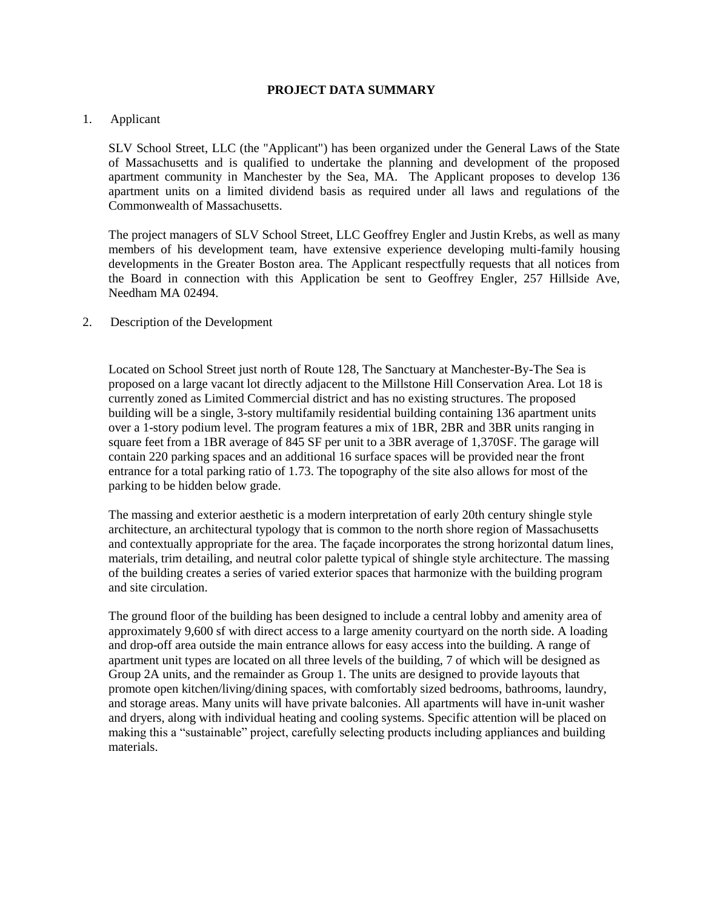# PROJECT DATA SUMMARY

1. Applicant

   SLV School Street, LLC (the "Applicant") has been organized under the General Laws of the State of Massachusetts and is qualified to undertake the planning and development of the proposed apartment community in Manchester by the Sea, MA. The Applicant proposes to develop 136 apartment units on a limited dividend basis as required under all laws and regulations of the Commonwealth of Massachusetts.

   The project managers of SLV School Street, LLC Geoffrey Engler and Justin Krebs, as well as many members of his development team, have extensive experience developing multi-family housing developments in the Greater Boston area. The Applicant respectfully requests that all notices from the Board in connection with this Application be sent to Geoffrey Engler, 257 Hillside Ave, Needham MA 02494.

2. Description of the Development

   Located on School Street just north of Route 128, The Sanctuary at Manchester-By-The Sea is proposed on a large vacant lot directly adjacent to the Millstone Hill Conservation Area. Lot 18 is currently zoned as Limited Commercial district and has no existing structures. The proposed building will be a single, 3-story multifamily residential building containing 136 apartment units over a 1-story podium level. The program features a mix of 1BR, 2BR and 3BR units ranging in square feet from a 1BR average of 845 SF per unit to a 3BR average of 1,370SF. The garage will contain 220 parking spaces and an additional 16 surface spaces will be provided near the front entrance for a total parking ratio of 1.73. The topography of the site also allows for most of the parking to be hidden below grade.

   The massing and exterior aesthetic is a modern interpretation of early 20th century shingle style architecture, an architectural typology that is common to the north shore region of Massachusetts and contextually appropriate for the area. The façade incorporates the strong horizontal datum lines, materials, trim detailing, and neutral color palette typical of shingle style architecture. The massing of the building creates a series of varied exterior spaces that harmonize with the building program and site circulation.

   The ground floor of the building has been designed to include a central lobby and amenity area of approximately 9,600 sf with direct access to a large amenity courtyard on the north side. A loading and drop-off area outside the main entrance allows for easy access into the building. A range of apartment unit types are located on all three levels of the building, 7 of which will be designed as Group 2A units, and the remainder as Group 1. The units are designed to provide layouts that promote open kitchen/living/dining spaces, with comfortably sized bedrooms, bathrooms, laundry, and storage areas. Many units will have private balconies. All apartments will have in-unit washer and dryers, along with individual heating and cooling systems. Specific attention will be placed on making this a "sustainable" project, carefully selecting products including appliances and building materials.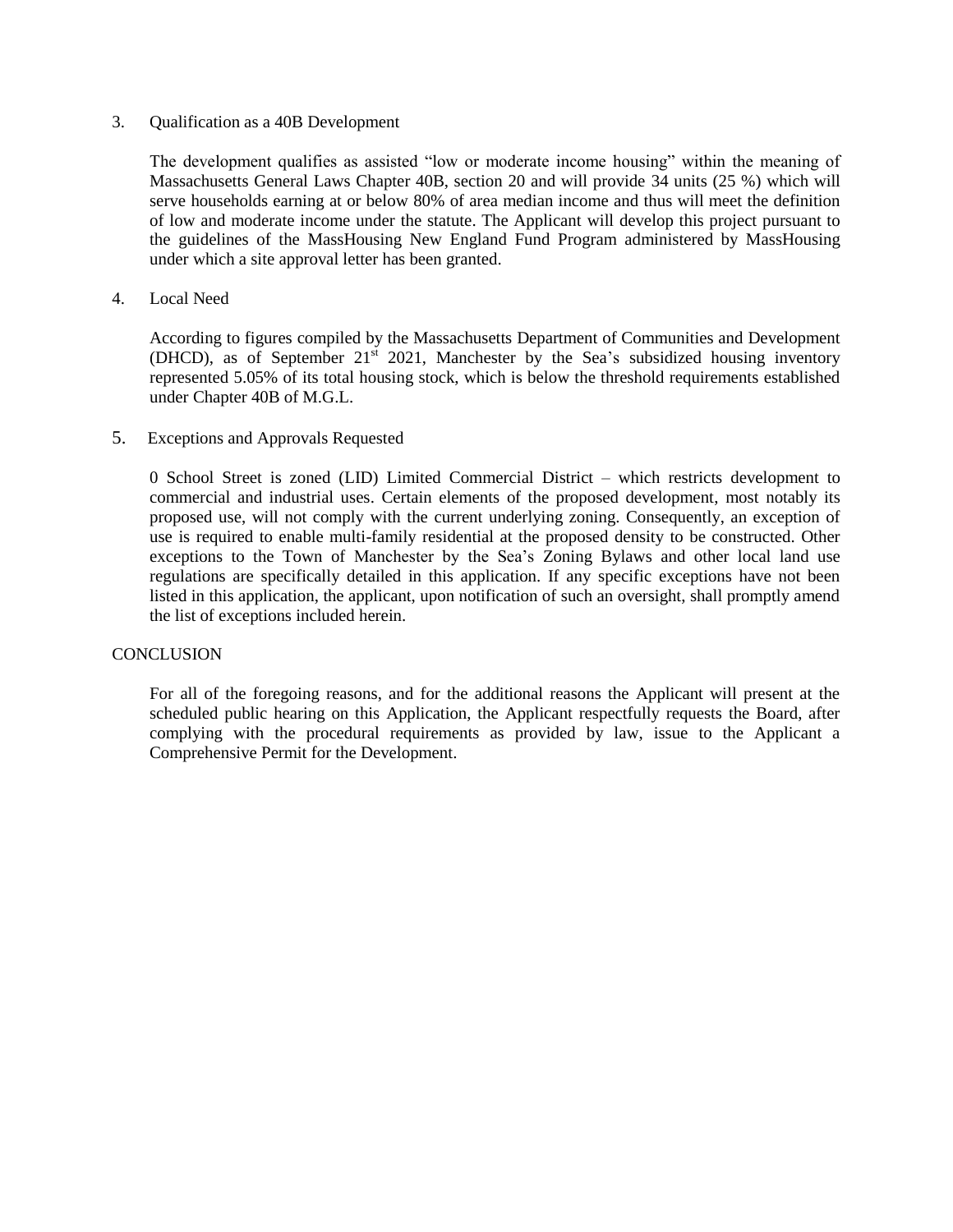3. Qualification as a 40B Development

   The development qualifies as assisted "low or moderate income housing" within the meaning of Massachusetts General Laws Chapter 40B, section 20 and will provide 34 units (25 %) which will serve households earning at or below 80% of area median income and thus will meet the definition of low and moderate income under the statute. The Applicant will develop this project pursuant to the guidelines of the MassHousing New England Fund Program administered by MassHousing under which a site approval letter has been granted.

4. Local Need

   According to figures compiled by the Massachusetts Department of Communities and Development (DHCD), as of September 21st 2021, Manchester by the Sea's subsidized housing inventory represented 5.05% of its total housing stock, which is below the threshold requirements established under Chapter 40B of M.G.L.

5. Exceptions and Approvals Requested

   0 School Street is zoned (LID) Limited Commercial District – which restricts development to commercial and industrial uses. Certain elements of the proposed development, most notably its proposed use, will not comply with the current underlying zoning. Consequently, an exception of use is required to enable multi-family residential at the proposed density to be constructed. Other exceptions to the Town of Manchester by the Sea's Zoning Bylaws and other local land use regulations are specifically detailed in this application. If any specific exceptions have not been listed in this application, the applicant, upon notification of such an oversight, shall promptly amend the list of exceptions included herein.

CONCLUSION

For all of the foregoing reasons, and for the additional reasons the Applicant will present at the scheduled public hearing on this Application, the Applicant respectfully requests the Board, after complying with the procedural requirements as provided by law, issue to the Applicant a Comprehensive Permit for the Development.